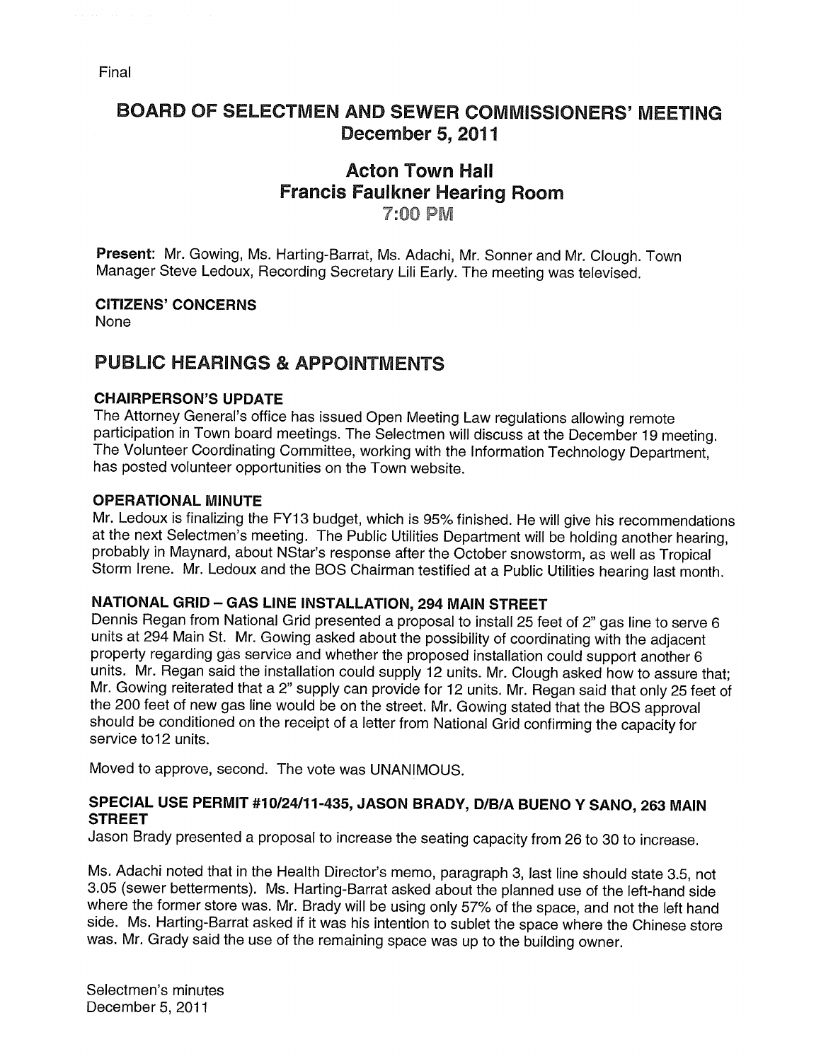Final

# BOARD OF SELECTMEN AND SEWER COMMISSIONERS' MEETING
# December 5, 2011

## Acton Town Hall
## Francis Faulkner Hearing Room
## 7:00 PM

**Present**: Mr. Gowing, Ms. Harting-Barrat, Ms. Adachi, Mr. Sonner and Mr. Clough. Town Manager Steve Ledoux, Recording Secretary Lili Early. The meeting was televised.

**CITIZENS' CONCERNS**

None

## PUBLIC HEARINGS & APPOINTMENTS

**CHAIRPERSON'S UPDATE**

The Attorney General's office has issued Open Meeting Law regulations allowing remote participation in Town board meetings. The Selectmen will discuss at the December 19 meeting. The Volunteer Coordinating Committee, working with the Information Technology Department, has posted volunteer opportunities on the Town website.

**OPERATIONAL MINUTE**

Mr. Ledoux is finalizing the FY13 budget, which is 95% finished. He will give his recommendations at the next Selectmen's meeting. The Public Utilities Department will be holding another hearing, probably in Maynard, about NStar's response after the October snowstorm, as well as Tropical Storm Irene. Mr. Ledoux and the BOS Chairman testified at a Public Utilities hearing last month.

**NATIONAL GRID – GAS LINE INSTALLATION, 294 MAIN STREET**

Dennis Regan from National Grid presented a proposal to install 25 feet of 2" gas line to serve 6 units at 294 Main St. Mr. Gowing asked about the possibility of coordinating with the adjacent property regarding gas service and whether the proposed installation could support another 6 units. Mr. Regan said the installation could supply 12 units. Mr. Clough asked how to assure that; Mr. Gowing reiterated that a 2" supply can provide for 12 units. Mr. Regan said that only 25 feet of the 200 feet of new gas line would be on the street. Mr. Gowing stated that the BOS approval should be conditioned on the receipt of a letter from National Grid confirming the capacity for service to12 units.

Moved to approve, second. The vote was UNANIMOUS.

**SPECIAL USE PERMIT #10/24/11-435, JASON BRADY, D/B/A BUENO Y SANO, 263 MAIN STREET**

Jason Brady presented a proposal to increase the seating capacity from 26 to 30 to increase.

Ms. Adachi noted that in the Health Director's memo, paragraph 3, last line should state 3.5, not 3.05 (sewer betterments). Ms. Harting-Barrat asked about the planned use of the left-hand side where the former store was. Mr. Brady will be using only 57% of the space, and not the left hand side. Ms. Harting-Barrat asked if it was his intention to sublet the space where the Chinese store was. Mr. Grady said the use of the remaining space was up to the building owner.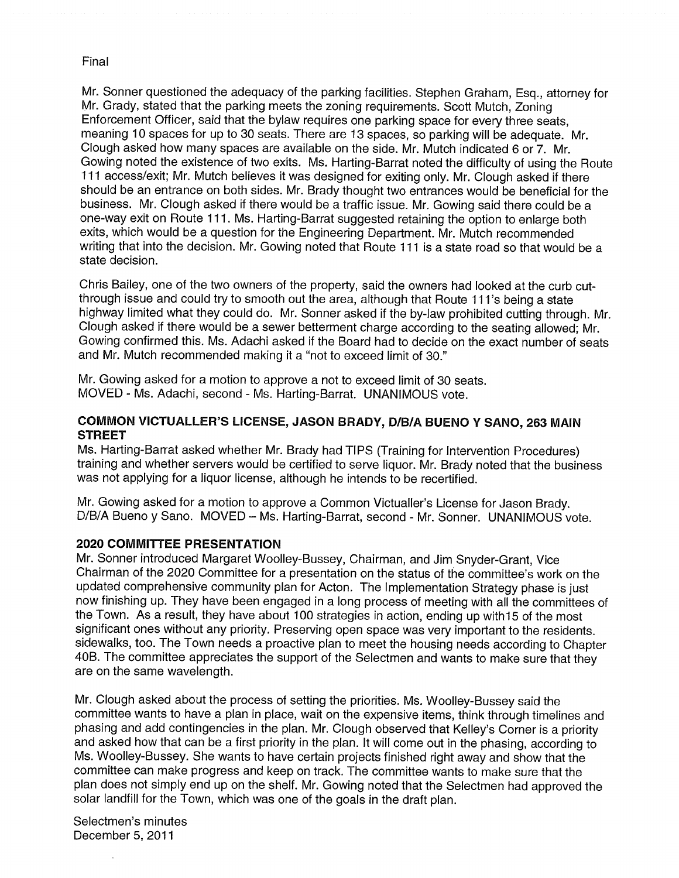Final

Mr. Sonner questioned the adequacy of the parking facilities. Stephen Graham, Esq., attorney for Mr. Grady, stated that the parking meets the zoning requirements. Scott Mutch, Zoning Enforcement Officer, said that the bylaw requires one parking space for every three seats, meaning 10 spaces for up to 30 seats. There are 13 spaces, so parking will be adequate. Mr. Clough asked how many spaces are available on the side. Mr. Mutch indicated 6 or 7. Mr. Gowing noted the existence of two exits. Ms. Harting-Barrat noted the difficulty of using the Route 111 access/exit; Mr. Mutch believes it was designed for exiting only. Mr. Clough asked if there should be an entrance on both sides. Mr. Brady thought two entrances would be beneficial for the business. Mr. Clough asked if there would be a traffic issue. Mr. Gowing said there could be a one-way exit on Route 111. Ms. Harting-Barrat suggested retaining the option to enlarge both exits, which would be a question for the Engineering Department. Mr. Mutch recommended writing that into the decision. Mr. Gowing noted that Route 111 is a state road so that would be a state decision.

Chris Bailey, one of the two owners of the property, said the owners had looked at the curb cut-through issue and could try to smooth out the area, although that Route 111's being a state highway limited what they could do. Mr. Sonner asked if the by-law prohibited cutting through. Mr. Clough asked if there would be a sewer betterment charge according to the seating allowed; Mr. Gowing confirmed this. Ms. Adachi asked if the Board had to decide on the exact number of seats and Mr. Mutch recommended making it a "not to exceed limit of 30."

Mr. Gowing asked for a motion to approve a not to exceed limit of 30 seats.
MOVED - Ms. Adachi, second - Ms. Harting-Barrat. UNANIMOUS vote.

## COMMON VICTUALLER'S LICENSE, JASON BRADY, D/B/A BUENO Y SANO, 263 MAIN STREET

Ms. Harting-Barrat asked whether Mr. Brady had TIPS (Training for Intervention Procedures) training and whether servers would be certified to serve liquor. Mr. Brady noted that the business was not applying for a liquor license, although he intends to be recertified.

Mr. Gowing asked for a motion to approve a Common Victualler's License for Jason Brady. D/B/A Bueno y Sano. MOVED – Ms. Harting-Barrat, second - Mr. Sonner. UNANIMOUS vote.

## 2020 COMMITTEE PRESENTATION

Mr. Sonner introduced Margaret Woolley-Bussey, Chairman, and Jim Snyder-Grant, Vice Chairman of the 2020 Committee for a presentation on the status of the committee's work on the updated comprehensive community plan for Acton. The Implementation Strategy phase is just now finishing up. They have been engaged in a long process of meeting with all the committees of the Town. As a result, they have about 100 strategies in action, ending up with15 of the most significant ones without any priority. Preserving open space was very important to the residents. sidewalks, too. The Town needs a proactive plan to meet the housing needs according to Chapter 40B. The committee appreciates the support of the Selectmen and wants to make sure that they are on the same wavelength.

Mr. Clough asked about the process of setting the priorities. Ms. Woolley-Bussey said the committee wants to have a plan in place, wait on the expensive items, think through timelines and phasing and add contingencies in the plan. Mr. Clough observed that Kelley's Corner is a priority and asked how that can be a first priority in the plan. It will come out in the phasing, according to Ms. Woolley-Bussey. She wants to have certain projects finished right away and show that the committee can make progress and keep on track. The committee wants to make sure that the plan does not simply end up on the shelf. Mr. Gowing noted that the Selectmen had approved the solar landfill for the Town, which was one of the goals in the draft plan.

Selectmen's minutes
December 5, 2011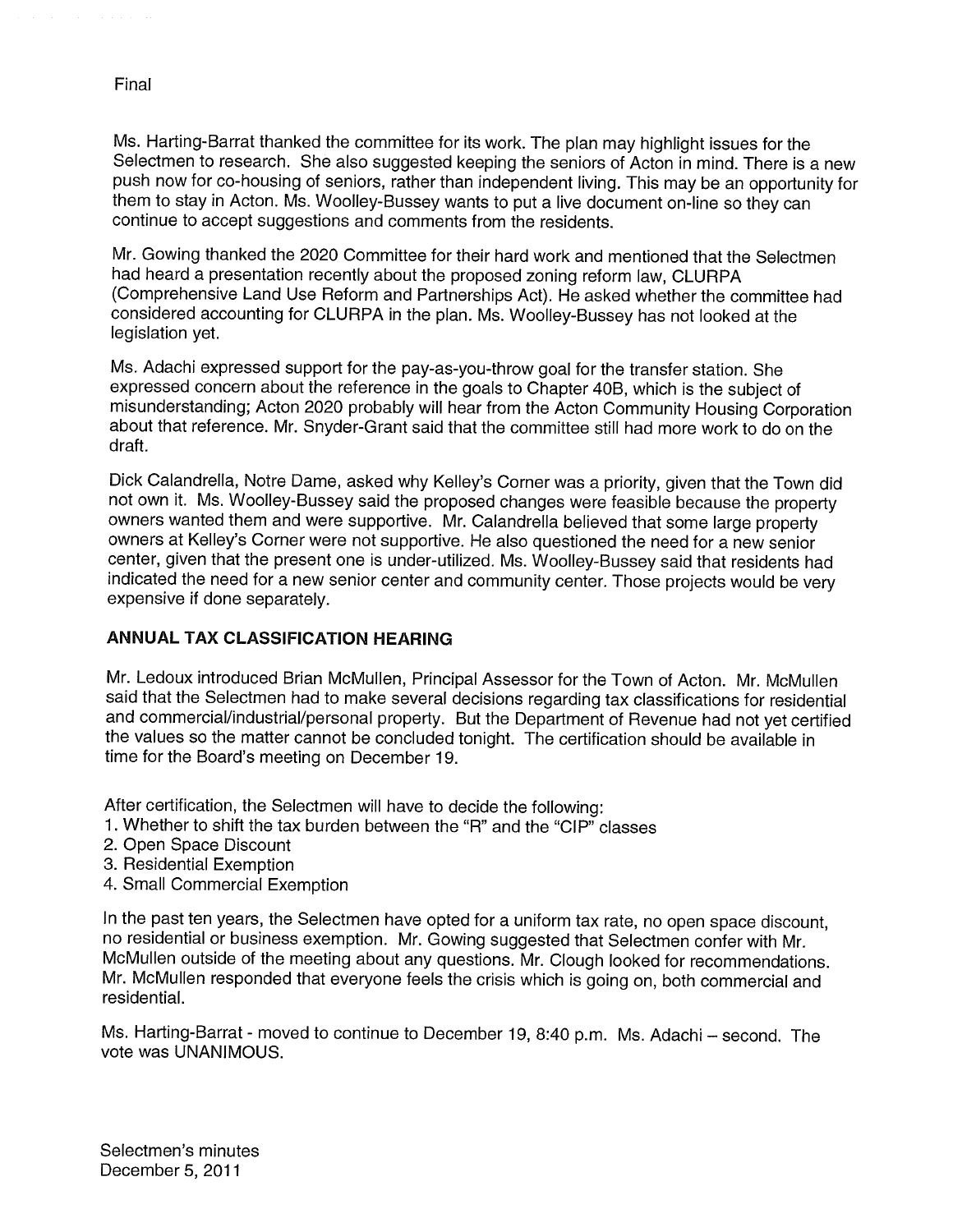Final

Ms. Harting-Barrat thanked the committee for its work. The plan may highlight issues for the Selectmen to research. She also suggested keeping the seniors of Acton in mind. There is a new push now for co-housing of seniors, rather than independent living. This may be an opportunity for them to stay in Acton. Ms. Woolley-Bussey wants to put a live document on-line so they can continue to accept suggestions and comments from the residents.

Mr. Gowing thanked the 2020 Committee for their hard work and mentioned that the Selectmen had heard a presentation recently about the proposed zoning reform law, CLURPA (Comprehensive Land Use Reform and Partnerships Act). He asked whether the committee had considered accounting for CLURPA in the plan. Ms. Woolley-Bussey has not looked at the legislation yet.

Ms. Adachi expressed support for the pay-as-you-throw goal for the transfer station. She expressed concern about the reference in the goals to Chapter 40B, which is the subject of misunderstanding; Acton 2020 probably will hear from the Acton Community Housing Corporation about that reference. Mr. Snyder-Grant said that the committee still had more work to do on the draft.

Dick Calandrella, Notre Dame, asked why Kelley's Corner was a priority, given that the Town did not own it. Ms. Woolley-Bussey said the proposed changes were feasible because the property owners wanted them and were supportive. Mr. Calandrella believed that some large property owners at Kelley's Corner were not supportive. He also questioned the need for a new senior center, given that the present one is under-utilized. Ms. Woolley-Bussey said that residents had indicated the need for a new senior center and community center. Those projects would be very expensive if done separately.

## ANNUAL TAX CLASSIFICATION HEARING

Mr. Ledoux introduced Brian McMullen, Principal Assessor for the Town of Acton. Mr. McMullen said that the Selectmen had to make several decisions regarding tax classifications for residential and commercial/industrial/personal property. But the Department of Revenue had not yet certified the values so the matter cannot be concluded tonight. The certification should be available in time for the Board's meeting on December 19.

After certification, the Selectmen will have to decide the following:

1. Whether to shift the tax burden between the "R" and the "CIP" classes
2. Open Space Discount
3. Residential Exemption
4. Small Commercial Exemption

In the past ten years, the Selectmen have opted for a uniform tax rate, no open space discount, no residential or business exemption. Mr. Gowing suggested that Selectmen confer with Mr. McMullen outside of the meeting about any questions. Mr. Clough looked for recommendations. Mr. McMullen responded that everyone feels the crisis which is going on, both commercial and residential.

Ms. Harting-Barrat - moved to continue to December 19, 8:40 p.m. Ms. Adachi – second. The vote was UNANIMOUS.

Selectmen's minutes
December 5, 2011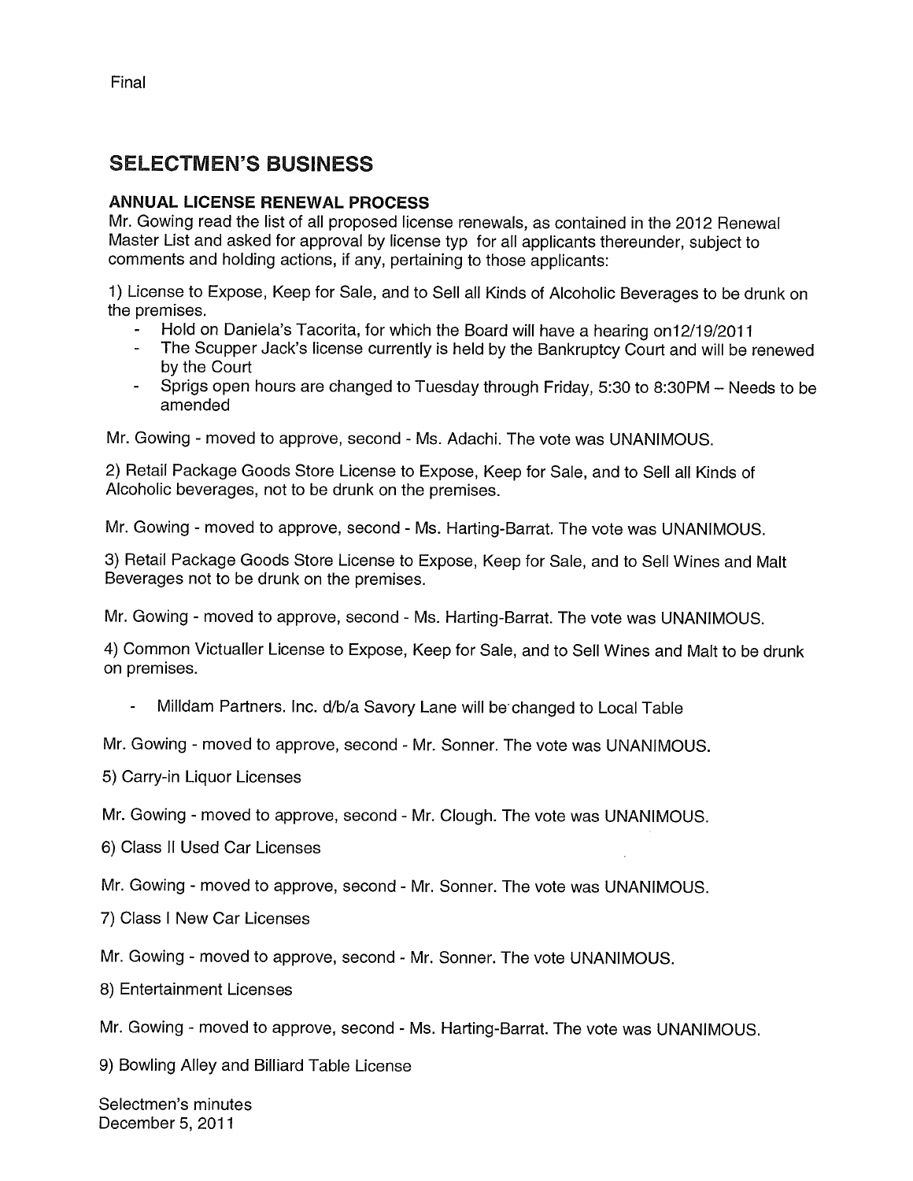Final

## SELECTMEN'S BUSINESS

### ANNUAL LICENSE RENEWAL PROCESS

Mr. Gowing read the list of all proposed license renewals, as contained in the 2012 Renewal Master List and asked for approval by license typ for all applicants thereunder, subject to comments and holding actions, if any, pertaining to those applicants:

1) License to Expose, Keep for Sale, and to Sell all Kinds of Alcoholic Beverages to be drunk on the premises.

- Hold on Daniela's Tacorita, for which the Board will have a hearing on12/19/2011
- The Scupper Jack's license currently is held by the Bankruptcy Court and will be renewed by the Court
- Sprigs open hours are changed to Tuesday through Friday, 5:30 to 8:30PM – Needs to be amended

Mr. Gowing - moved to approve, second - Ms. Adachi. The vote was UNANIMOUS.

2) Retail Package Goods Store License to Expose, Keep for Sale, and to Sell all Kinds of Alcoholic beverages, not to be drunk on the premises.

Mr. Gowing - moved to approve, second - Ms. Harting-Barrat. The vote was UNANIMOUS.

3) Retail Package Goods Store License to Expose, Keep for Sale, and to Sell Wines and Malt Beverages not to be drunk on the premises.

Mr. Gowing - moved to approve, second - Ms. Harting-Barrat. The vote was UNANIMOUS.

4) Common Victualler License to Expose, Keep for Sale, and to Sell Wines and Malt to be drunk on premises.

- Milldam Partners. Inc. d/b/a Savory Lane will be changed to Local Table

Mr. Gowing - moved to approve, second - Mr. Sonner. The vote was UNANIMOUS.

5) Carry-in Liquor Licenses

Mr. Gowing - moved to approve, second - Mr. Clough. The vote was UNANIMOUS.

6) Class II Used Car Licenses

Mr. Gowing - moved to approve, second - Mr. Sonner. The vote was UNANIMOUS.

7) Class I New Car Licenses

Mr. Gowing - moved to approve, second - Mr. Sonner. The vote UNANIMOUS.

8) Entertainment Licenses

Mr. Gowing - moved to approve, second - Ms. Harting-Barrat. The vote was UNANIMOUS.

9) Bowling Alley and Billiard Table License

Selectmen's minutes
December 5, 2011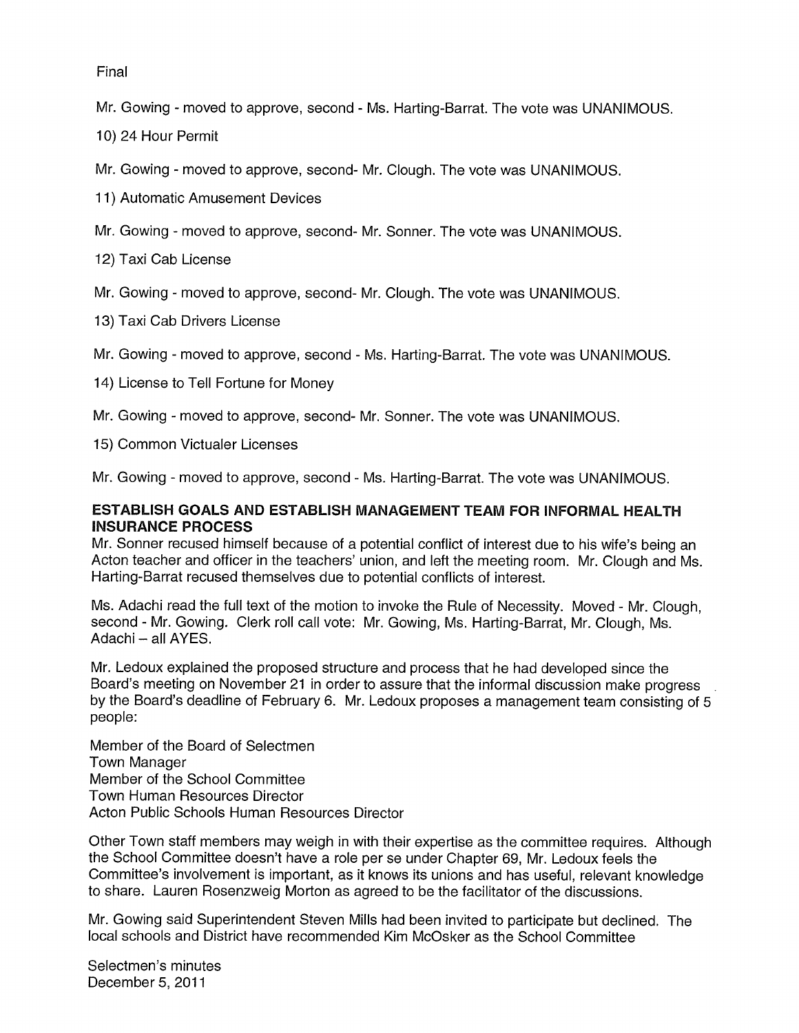Final

Mr. Gowing - moved to approve, second - Ms. Harting-Barrat. The vote was UNANIMOUS.

10) 24 Hour Permit

Mr. Gowing - moved to approve, second- Mr. Clough. The vote was UNANIMOUS.

11) Automatic Amusement Devices

Mr. Gowing - moved to approve, second- Mr. Sonner. The vote was UNANIMOUS.

12) Taxi Cab License

Mr. Gowing - moved to approve, second- Mr. Clough. The vote was UNANIMOUS.

13) Taxi Cab Drivers License

Mr. Gowing - moved to approve, second - Ms. Harting-Barrat. The vote was UNANIMOUS.

14) License to Tell Fortune for Money

Mr. Gowing - moved to approve, second- Mr. Sonner. The vote was UNANIMOUS.

15) Common Victualer Licenses

Mr. Gowing - moved to approve, second - Ms. Harting-Barrat. The vote was UNANIMOUS.

**ESTABLISH GOALS AND ESTABLISH MANAGEMENT TEAM FOR INFORMAL HEALTH INSURANCE PROCESS**

Mr. Sonner recused himself because of a potential conflict of interest due to his wife's being an Acton teacher and officer in the teachers' union, and left the meeting room. Mr. Clough and Ms. Harting-Barrat recused themselves due to potential conflicts of interest.

Ms. Adachi read the full text of the motion to invoke the Rule of Necessity. Moved - Mr. Clough, second - Mr. Gowing. Clerk roll call vote: Mr. Gowing, Ms. Harting-Barrat, Mr. Clough, Ms. Adachi – all AYES.

Mr. Ledoux explained the proposed structure and process that he had developed since the Board's meeting on November 21 in order to assure that the informal discussion make progress by the Board's deadline of February 6. Mr. Ledoux proposes a management team consisting of 5 people:

Member of the Board of Selectmen
Town Manager
Member of the School Committee
Town Human Resources Director
Acton Public Schools Human Resources Director

Other Town staff members may weigh in with their expertise as the committee requires. Although the School Committee doesn't have a role per se under Chapter 69, Mr. Ledoux feels the Committee's involvement is important, as it knows its unions and has useful, relevant knowledge to share. Lauren Rosenzweig Morton as agreed to be the facilitator of the discussions.

Mr. Gowing said Superintendent Steven Mills had been invited to participate but declined. The local schools and District have recommended Kim McOsker as the School Committee

Selectmen's minutes
December 5, 2011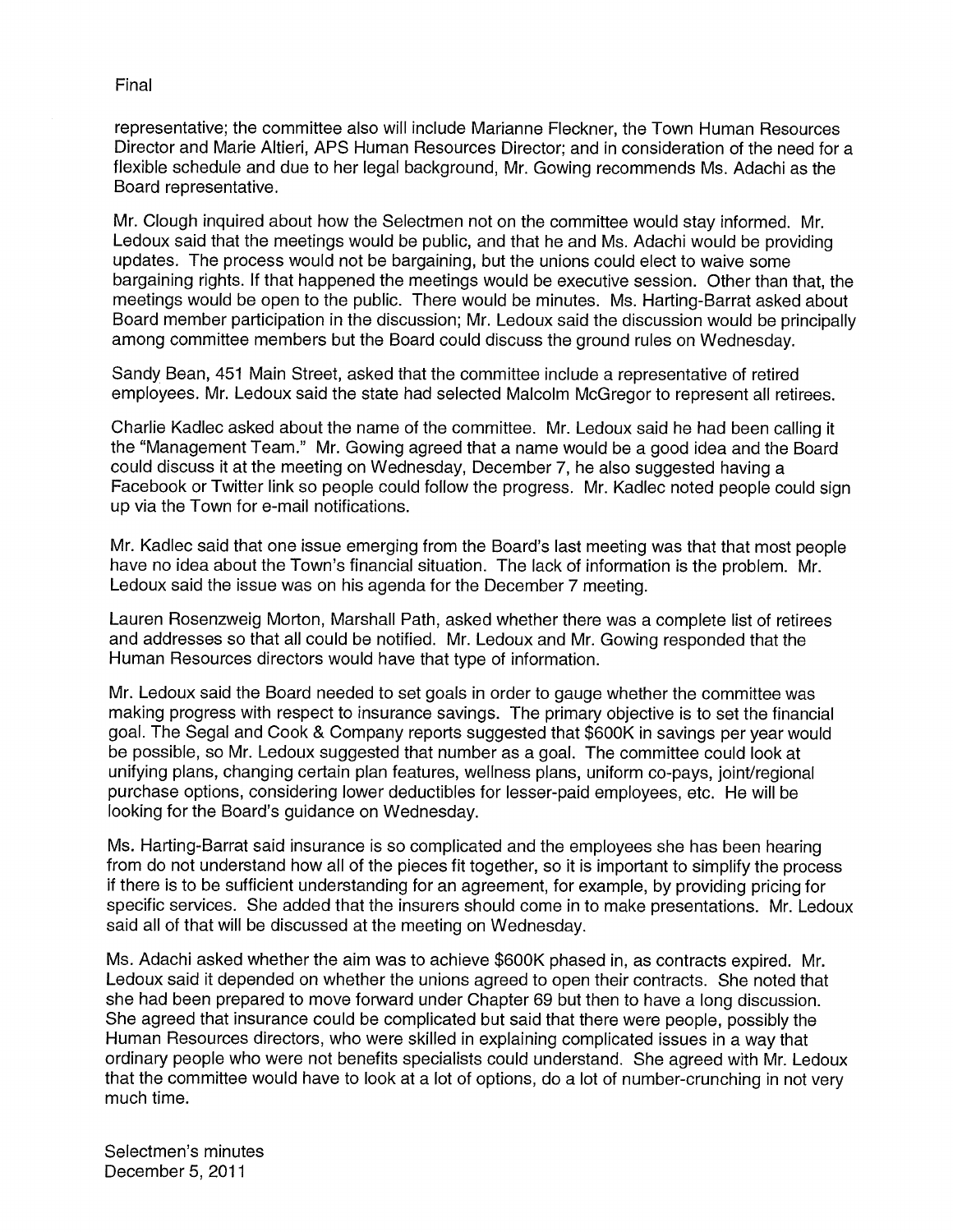representative; the committee also will include Marianne Fleckner, the Town Human Resources Director and Marie Altieri, APS Human Resources Director; and in consideration of the need for a flexible schedule and due to her legal background, Mr. Gowing recommends Ms. Adachi as the Board representative.

Mr. Clough inquired about how the Selectmen not on the committee would stay informed. Mr. Ledoux said that the meetings would be public, and that he and Ms. Adachi would be providing updates. The process would not be bargaining, but the unions could elect to waive some bargaining rights. If that happened the meetings would be executive session. Other than that, the meetings would be open to the public. There would be minutes. Ms. Harting-Barrat asked about Board member participation in the discussion; Mr. Ledoux said the discussion would be principally among committee members but the Board could discuss the ground rules on Wednesday.

Sandy Bean, 451 Main Street, asked that the committee include a representative of retired employees. Mr. Ledoux said the state had selected Malcolm McGregor to represent all retirees.

Charlie Kadlec asked about the name of the committee. Mr. Ledoux said he had been calling it the "Management Team." Mr. Gowing agreed that a name would be a good idea and the Board could discuss it at the meeting on Wednesday, December 7, he also suggested having a Facebook or Twitter link so people could follow the progress. Mr. Kadlec noted people could sign up via the Town for e-mail notifications.

Mr. Kadlec said that one issue emerging from the Board's last meeting was that that most people have no idea about the Town's financial situation. The lack of information is the problem. Mr. Ledoux said the issue was on his agenda for the December 7 meeting.

Lauren Rosenzweig Morton, Marshall Path, asked whether there was a complete list of retirees and addresses so that all could be notified. Mr. Ledoux and Mr. Gowing responded that the Human Resources directors would have that type of information.

Mr. Ledoux said the Board needed to set goals in order to gauge whether the committee was making progress with respect to insurance savings. The primary objective is to set the financial goal. The Segal and Cook & Company reports suggested that $600K in savings per year would be possible, so Mr. Ledoux suggested that number as a goal. The committee could look at unifying plans, changing certain plan features, wellness plans, uniform co-pays, joint/regional purchase options, considering lower deductibles for lesser-paid employees, etc. He will be looking for the Board's guidance on Wednesday.

Ms. Harting-Barrat said insurance is so complicated and the employees she has been hearing from do not understand how all of the pieces fit together, so it is important to simplify the process if there is to be sufficient understanding for an agreement, for example, by providing pricing for specific services. She added that the insurers should come in to make presentations. Mr. Ledoux said all of that will be discussed at the meeting on Wednesday.

Ms. Adachi asked whether the aim was to achieve $600K phased in, as contracts expired. Mr. Ledoux said it depended on whether the unions agreed to open their contracts. She noted that she had been prepared to move forward under Chapter 69 but then to have a long discussion. She agreed that insurance could be complicated but said that there were people, possibly the Human Resources directors, who were skilled in explaining complicated issues in a way that ordinary people who were not benefits specialists could understand. She agreed with Mr. Ledoux that the committee would have to look at a lot of options, do a lot of number-crunching in not very much time.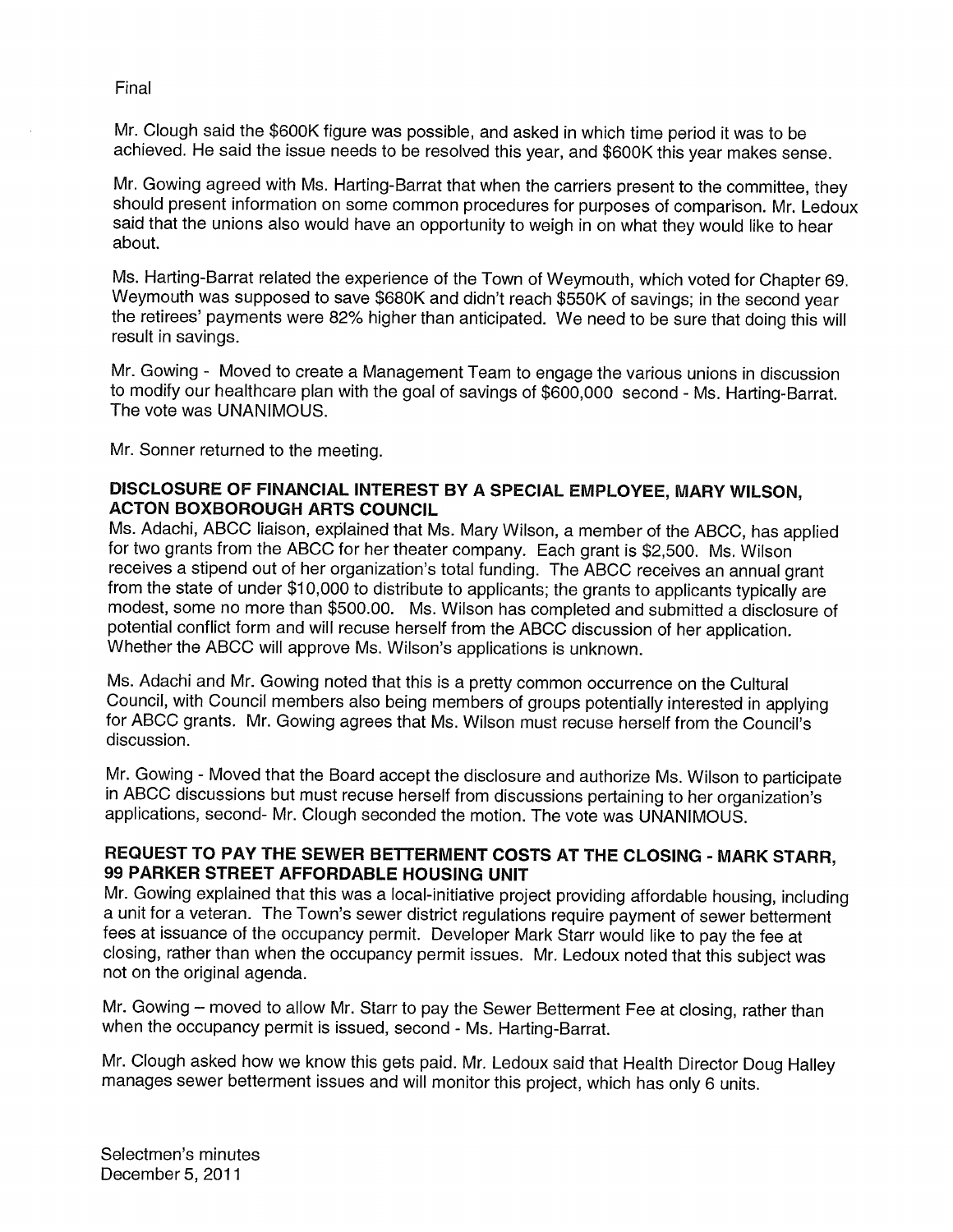Final

Mr. Clough said the $600K figure was possible, and asked in which time period it was to be achieved. He said the issue needs to be resolved this year, and $600K this year makes sense.

Mr. Gowing agreed with Ms. Harting-Barrat that when the carriers present to the committee, they should present information on some common procedures for purposes of comparison. Mr. Ledoux said that the unions also would have an opportunity to weigh in on what they would like to hear about.

Ms. Harting-Barrat related the experience of the Town of Weymouth, which voted for Chapter 69. Weymouth was supposed to save $680K and didn't reach $550K of savings; in the second year the retirees' payments were 82% higher than anticipated. We need to be sure that doing this will result in savings.

Mr. Gowing - Moved to create a Management Team to engage the various unions in discussion to modify our healthcare plan with the goal of savings of $600,000 second - Ms. Harting-Barrat. The vote was UNANIMOUS.

Mr. Sonner returned to the meeting.

**DISCLOSURE OF FINANCIAL INTEREST BY A SPECIAL EMPLOYEE, MARY WILSON, ACTON BOXBOROUGH ARTS COUNCIL**

Ms. Adachi, ABCC liaison, explained that Ms. Mary Wilson, a member of the ABCC, has applied for two grants from the ABCC for her theater company. Each grant is $2,500. Ms. Wilson receives a stipend out of her organization's total funding. The ABCC receives an annual grant from the state of under $10,000 to distribute to applicants; the grants to applicants typically are modest, some no more than $500.00. Ms. Wilson has completed and submitted a disclosure of potential conflict form and will recuse herself from the ABCC discussion of her application. Whether the ABCC will approve Ms. Wilson's applications is unknown.

Ms. Adachi and Mr. Gowing noted that this is a pretty common occurrence on the Cultural Council, with Council members also being members of groups potentially interested in applying for ABCC grants. Mr. Gowing agrees that Ms. Wilson must recuse herself from the Council's discussion.

Mr. Gowing - Moved that the Board accept the disclosure and authorize Ms. Wilson to participate in ABCC discussions but must recuse herself from discussions pertaining to her organization's applications, second- Mr. Clough seconded the motion. The vote was UNANIMOUS.

**REQUEST TO PAY THE SEWER BETTERMENT COSTS AT THE CLOSING - MARK STARR, 99 PARKER STREET AFFORDABLE HOUSING UNIT**

Mr. Gowing explained that this was a local-initiative project providing affordable housing, including a unit for a veteran. The Town's sewer district regulations require payment of sewer betterment fees at issuance of the occupancy permit. Developer Mark Starr would like to pay the fee at closing, rather than when the occupancy permit issues. Mr. Ledoux noted that this subject was not on the original agenda.

Mr. Gowing – moved to allow Mr. Starr to pay the Sewer Betterment Fee at closing, rather than when the occupancy permit is issued, second - Ms. Harting-Barrat.

Mr. Clough asked how we know this gets paid. Mr. Ledoux said that Health Director Doug Halley manages sewer betterment issues and will monitor this project, which has only 6 units.

Selectmen's minutes
December 5, 2011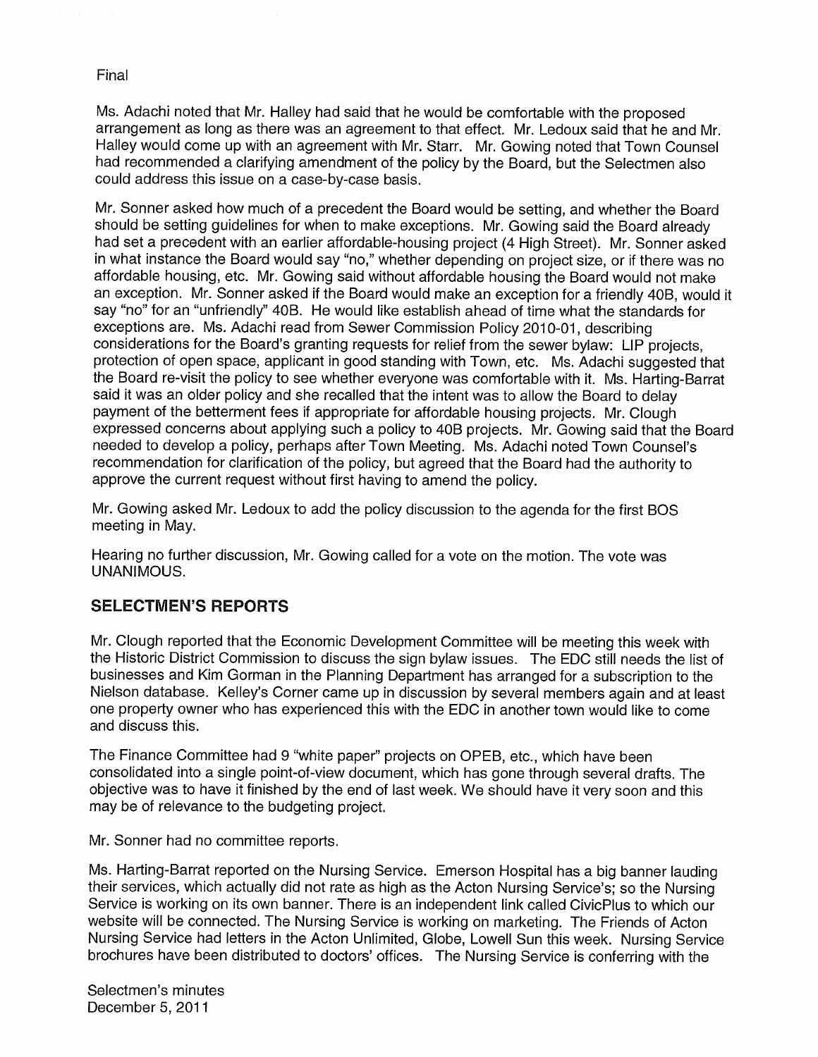Final

Ms. Adachi noted that Mr. Halley had said that he would be comfortable with the proposed arrangement as long as there was an agreement to that effect. Mr. Ledoux said that he and Mr. Halley would come up with an agreement with Mr. Starr. Mr. Gowing noted that Town Counsel had recommended a clarifying amendment of the policy by the Board, but the Selectmen also could address this issue on a case-by-case basis.

Mr. Sonner asked how much of a precedent the Board would be setting, and whether the Board should be setting guidelines for when to make exceptions. Mr. Gowing said the Board already had set a precedent with an earlier affordable-housing project (4 High Street). Mr. Sonner asked in what instance the Board would say "no," whether depending on project size, or if there was no affordable housing, etc. Mr. Gowing said without affordable housing the Board would not make an exception. Mr. Sonner asked if the Board would make an exception for a friendly 40B, would it say "no" for an "unfriendly" 40B. He would like establish ahead of time what the standards for exceptions are. Ms. Adachi read from Sewer Commission Policy 2010-01, describing considerations for the Board's granting requests for relief from the sewer bylaw: LIP projects, protection of open space, applicant in good standing with Town, etc. Ms. Adachi suggested that the Board re-visit the policy to see whether everyone was comfortable with it. Ms. Harting-Barrat said it was an older policy and she recalled that the intent was to allow the Board to delay payment of the betterment fees if appropriate for affordable housing projects. Mr. Clough expressed concerns about applying such a policy to 40B projects. Mr. Gowing said that the Board needed to develop a policy, perhaps after Town Meeting. Ms. Adachi noted Town Counsel's recommendation for clarification of the policy, but agreed that the Board had the authority to approve the current request without first having to amend the policy.

Mr. Gowing asked Mr. Ledoux to add the policy discussion to the agenda for the first BOS meeting in May.

Hearing no further discussion, Mr. Gowing called for a vote on the motion. The vote was UNANIMOUS.

## SELECTMEN'S REPORTS

Mr. Clough reported that the Economic Development Committee will be meeting this week with the Historic District Commission to discuss the sign bylaw issues. The EDC still needs the list of businesses and Kim Gorman in the Planning Department has arranged for a subscription to the Nielson database. Kelley's Corner came up in discussion by several members again and at least one property owner who has experienced this with the EDC in another town would like to come and discuss this.

The Finance Committee had 9 "white paper" projects on OPEB, etc., which have been consolidated into a single point-of-view document, which has gone through several drafts. The objective was to have it finished by the end of last week. We should have it very soon and this may be of relevance to the budgeting project.

Mr. Sonner had no committee reports.

Ms. Harting-Barrat reported on the Nursing Service. Emerson Hospital has a big banner lauding their services, which actually did not rate as high as the Acton Nursing Service's; so the Nursing Service is working on its own banner. There is an independent link called CivicPlus to which our website will be connected. The Nursing Service is working on marketing. The Friends of Acton Nursing Service had letters in the Acton Unlimited, Globe, Lowell Sun this week. Nursing Service brochures have been distributed to doctors' offices. The Nursing Service is conferring with the

Selectmen's minutes
December 5, 2011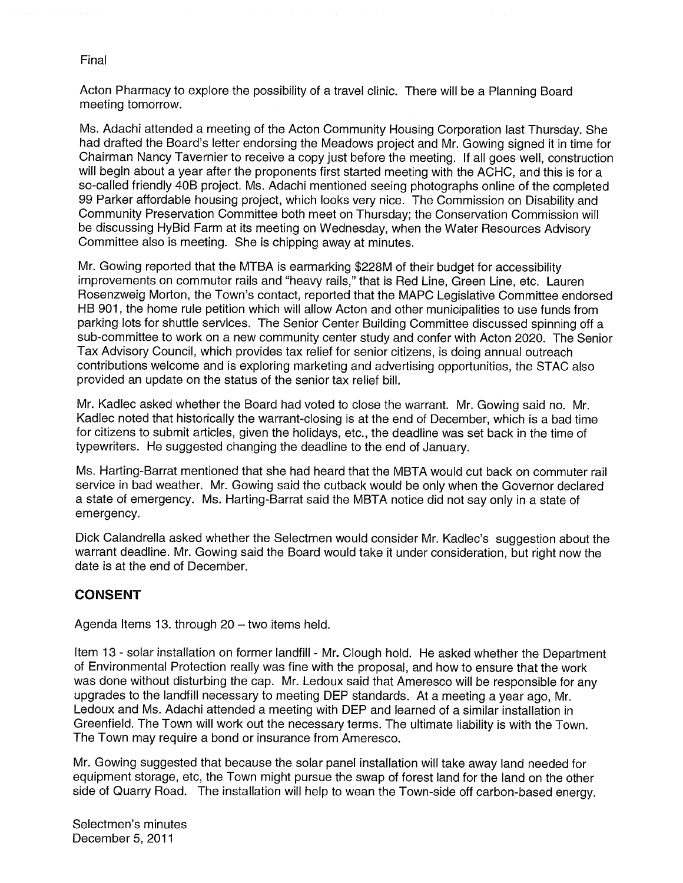Final

Acton Pharmacy to explore the possibility of a travel clinic. There will be a Planning Board meeting tomorrow.

Ms. Adachi attended a meeting of the Acton Community Housing Corporation last Thursday. She had drafted the Board's letter endorsing the Meadows project and Mr. Gowing signed it in time for Chairman Nancy Tavernier to receive a copy just before the meeting. If all goes well, construction will begin about a year after the proponents first started meeting with the ACHC, and this is for a so-called friendly 40B project. Ms. Adachi mentioned seeing photographs online of the completed 99 Parker affordable housing project, which looks very nice. The Commission on Disability and Community Preservation Committee both meet on Thursday; the Conservation Commission will be discussing HyBid Farm at its meeting on Wednesday, when the Water Resources Advisory Committee also is meeting. She is chipping away at minutes.

Mr. Gowing reported that the MTBA is earmarking $228M of their budget for accessibility improvements on commuter rails and "heavy rails," that is Red Line, Green Line, etc. Lauren Rosenzweig Morton, the Town's contact, reported that the MAPC Legislative Committee endorsed HB 901, the home rule petition which will allow Acton and other municipalities to use funds from parking lots for shuttle services. The Senior Center Building Committee discussed spinning off a sub-committee to work on a new community center study and confer with Acton 2020. The Senior Tax Advisory Council, which provides tax relief for senior citizens, is doing annual outreach contributions welcome and is exploring marketing and advertising opportunities, the STAC also provided an update on the status of the senior tax relief bill.

Mr. Kadlec asked whether the Board had voted to close the warrant. Mr. Gowing said no. Mr. Kadlec noted that historically the warrant-closing is at the end of December, which is a bad time for citizens to submit articles, given the holidays, etc., the deadline was set back in the time of typewriters. He suggested changing the deadline to the end of January.

Ms. Harting-Barrat mentioned that she had heard that the MBTA would cut back on commuter rail service in bad weather. Mr. Gowing said the cutback would be only when the Governor declared a state of emergency. Ms. Harting-Barrat said the MBTA notice did not say only in a state of emergency.

Dick Calandrella asked whether the Selectmen would consider Mr. Kadlec's suggestion about the warrant deadline. Mr. Gowing said the Board would take it under consideration, but right now the date is at the end of December.

## CONSENT

Agenda Items 13. through 20 – two items held.

Item 13 - solar installation on former landfill - Mr. Clough hold. He asked whether the Department of Environmental Protection really was fine with the proposal, and how to ensure that the work was done without disturbing the cap. Mr. Ledoux said that Ameresco will be responsible for any upgrades to the landfill necessary to meeting DEP standards. At a meeting a year ago, Mr. Ledoux and Ms. Adachi attended a meeting with DEP and learned of a similar installation in Greenfield. The Town will work out the necessary terms. The ultimate liability is with the Town. The Town may require a bond or insurance from Ameresco.

Mr. Gowing suggested that because the solar panel installation will take away land needed for equipment storage, etc, the Town might pursue the swap of forest land for the land on the other side of Quarry Road. The installation will help to wean the Town-side off carbon-based energy.

Selectmen's minutes
December 5, 2011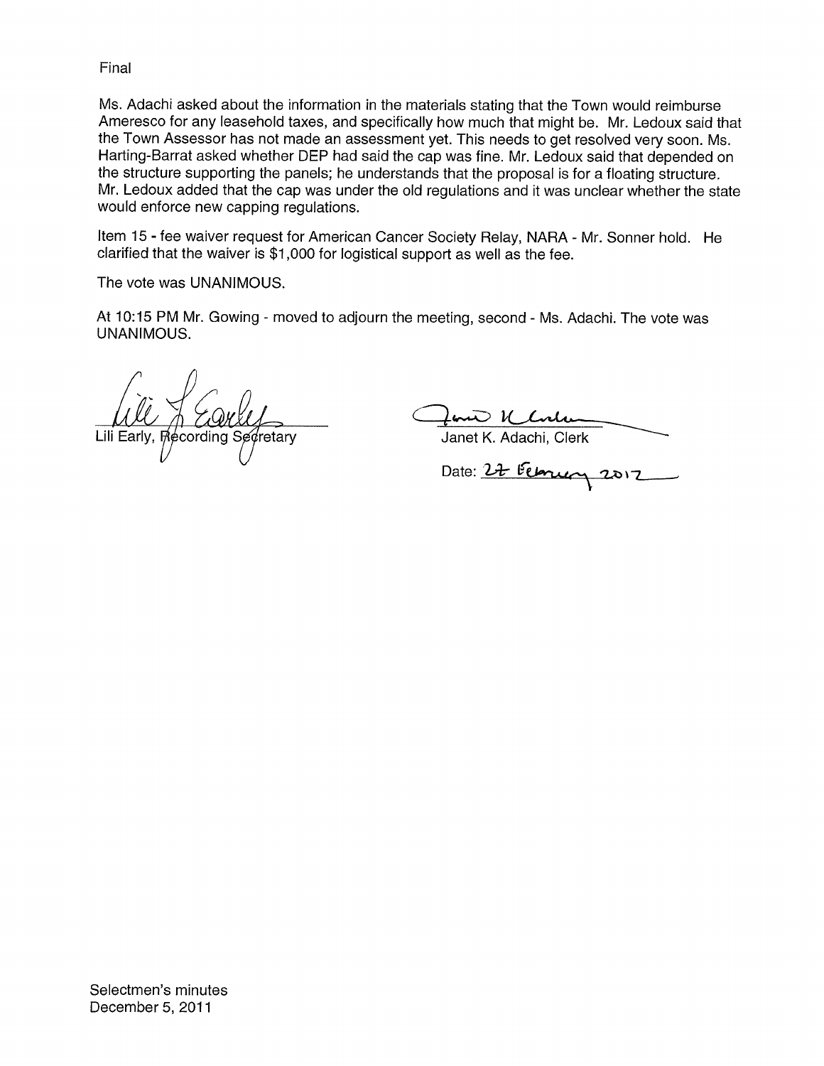Final

Ms. Adachi asked about the information in the materials stating that the Town would reimburse Ameresco for any leasehold taxes, and specifically how much that might be. Mr. Ledoux said that the Town Assessor has not made an assessment yet. This needs to get resolved very soon. Ms. Harting-Barrat asked whether DEP had said the cap was fine. Mr. Ledoux said that depended on the structure supporting the panels; he understands that the proposal is for a floating structure. Mr. Ledoux added that the cap was under the old regulations and it was unclear whether the state would enforce new capping regulations.

Item 15 - fee waiver request for American Cancer Society Relay, NARA - Mr. Sonner hold. He clarified that the waiver is $1,000 for logistical support as well as the fee.

The vote was UNANIMOUS.

At 10:15 PM Mr. Gowing - moved to adjourn the meeting, second - Ms. Adachi. The vote was UNANIMOUS.

Lili Early, Recording Secretary

Janet K. Adachi, Clerk

Date: 27 February 2012

Selectmen's minutes
December 5, 2011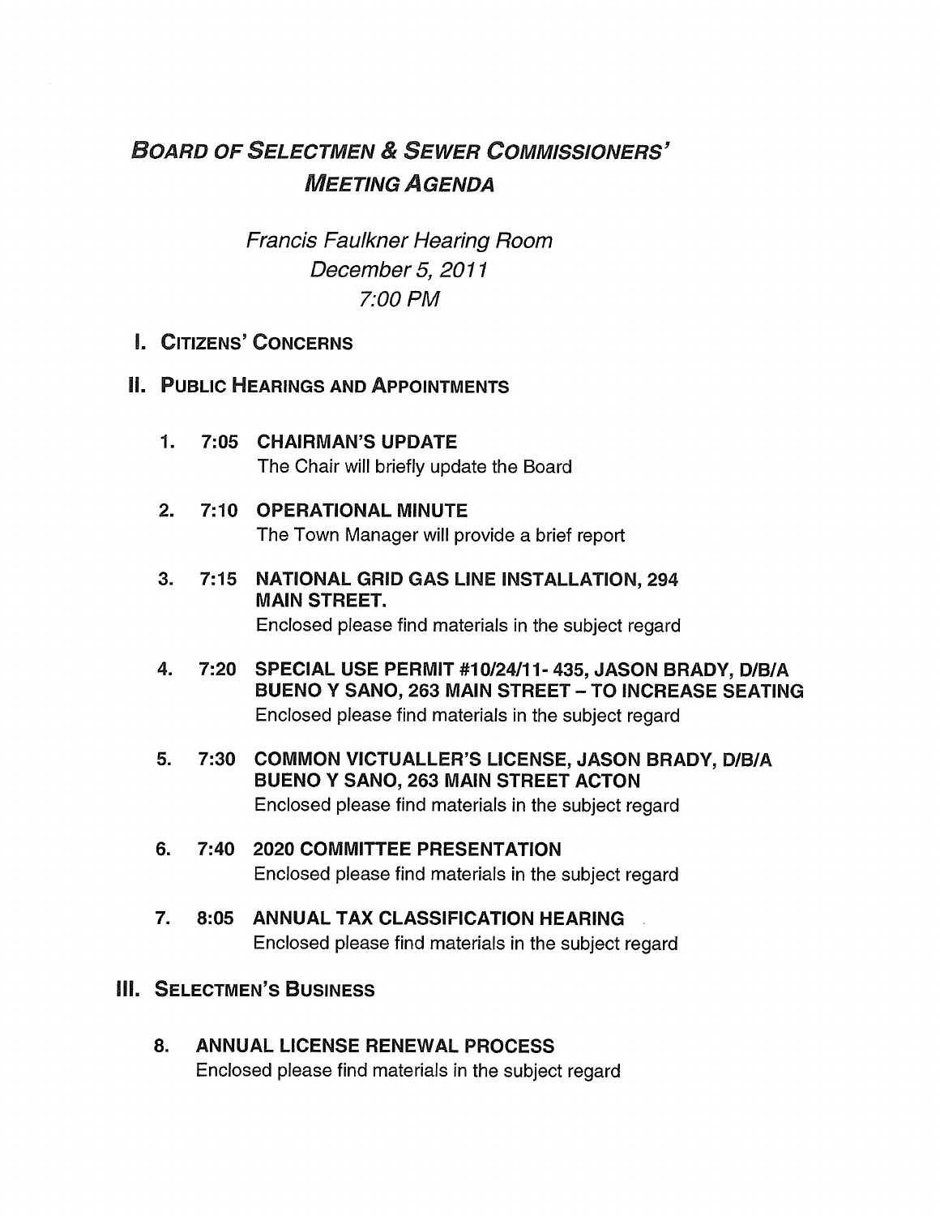# *Board of Selectmen & Sewer Commissioners' Meeting Agenda*

*Francis Faulkner Hearing Room*
*December 5, 2011*
*7:00 PM*

## I. Citizens' Concerns

## II. Public Hearings and Appointments

1. **7:05 CHAIRMAN'S UPDATE**
   The Chair will briefly update the Board

2. **7:10 OPERATIONAL MINUTE**
   The Town Manager will provide a brief report

3. **7:15 NATIONAL GRID GAS LINE INSTALLATION, 294 MAIN STREET.**
   Enclosed please find materials in the subject regard

4. **7:20 SPECIAL USE PERMIT #10/24/11- 435, JASON BRADY, D/B/A BUENO Y SANO, 263 MAIN STREET – TO INCREASE SEATING**
   Enclosed please find materials in the subject regard

5. **7:30 COMMON VICTUALLER'S LICENSE, JASON BRADY, D/B/A BUENO Y SANO, 263 MAIN STREET ACTON**
   Enclosed please find materials in the subject regard

6. **7:40 2020 COMMITTEE PRESENTATION**
   Enclosed please find materials in the subject regard

7. **8:05 ANNUAL TAX CLASSIFICATION HEARING**
   Enclosed please find materials in the subject regard

## III. Selectmen's Business

8. **ANNUAL LICENSE RENEWAL PROCESS**
   Enclosed please find materials in the subject regard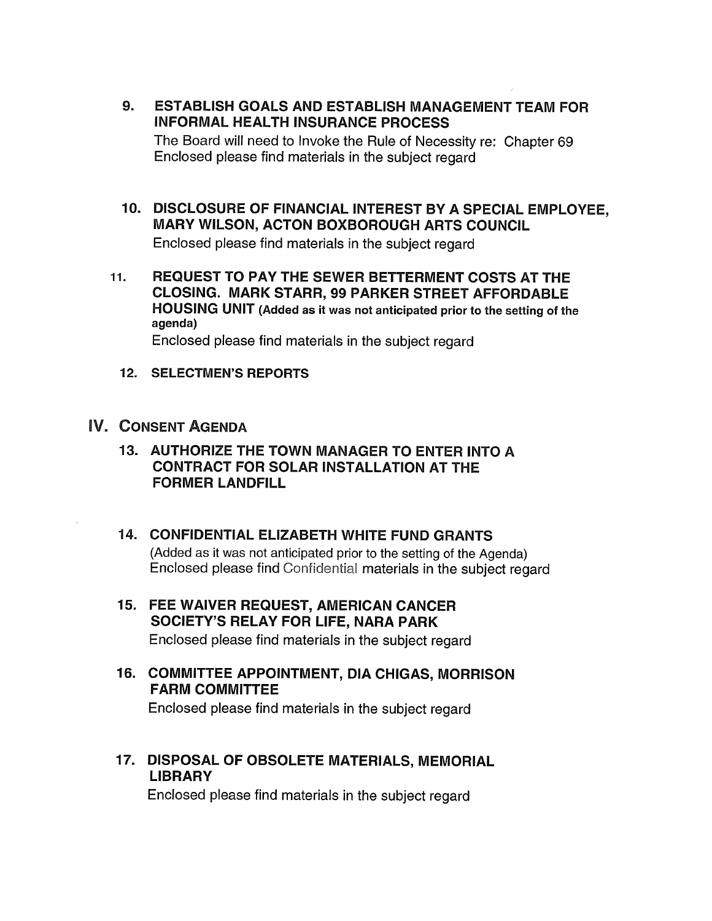**9. ESTABLISH GOALS AND ESTABLISH MANAGEMENT TEAM FOR INFORMAL HEALTH INSURANCE PROCESS**

The Board will need to Invoke the Rule of Necessity re: Chapter 69
Enclosed please find materials in the subject regard

**10. DISCLOSURE OF FINANCIAL INTEREST BY A SPECIAL EMPLOYEE, MARY WILSON, ACTON BOXBOROUGH ARTS COUNCIL**

Enclosed please find materials in the subject regard

**11. REQUEST TO PAY THE SEWER BETTERMENT COSTS AT THE CLOSING. MARK STARR, 99 PARKER STREET AFFORDABLE HOUSING UNIT (Added as it was not anticipated prior to the setting of the agenda)**

Enclosed please find materials in the subject regard

**12. SELECTMEN'S REPORTS**

## IV. CONSENT AGENDA

**13. AUTHORIZE THE TOWN MANAGER TO ENTER INTO A CONTRACT FOR SOLAR INSTALLATION AT THE FORMER LANDFILL**

**14. CONFIDENTIAL ELIZABETH WHITE FUND GRANTS**

(Added as it was not anticipated prior to the setting of the Agenda)
Enclosed please find Confidential materials in the subject regard

**15. FEE WAIVER REQUEST, AMERICAN CANCER SOCIETY'S RELAY FOR LIFE, NARA PARK**

Enclosed please find materials in the subject regard

**16. COMMITTEE APPOINTMENT, DIA CHIGAS, MORRISON FARM COMMITTEE**

Enclosed please find materials in the subject regard

**17. DISPOSAL OF OBSOLETE MATERIALS, MEMORIAL LIBRARY**

Enclosed please find materials in the subject regard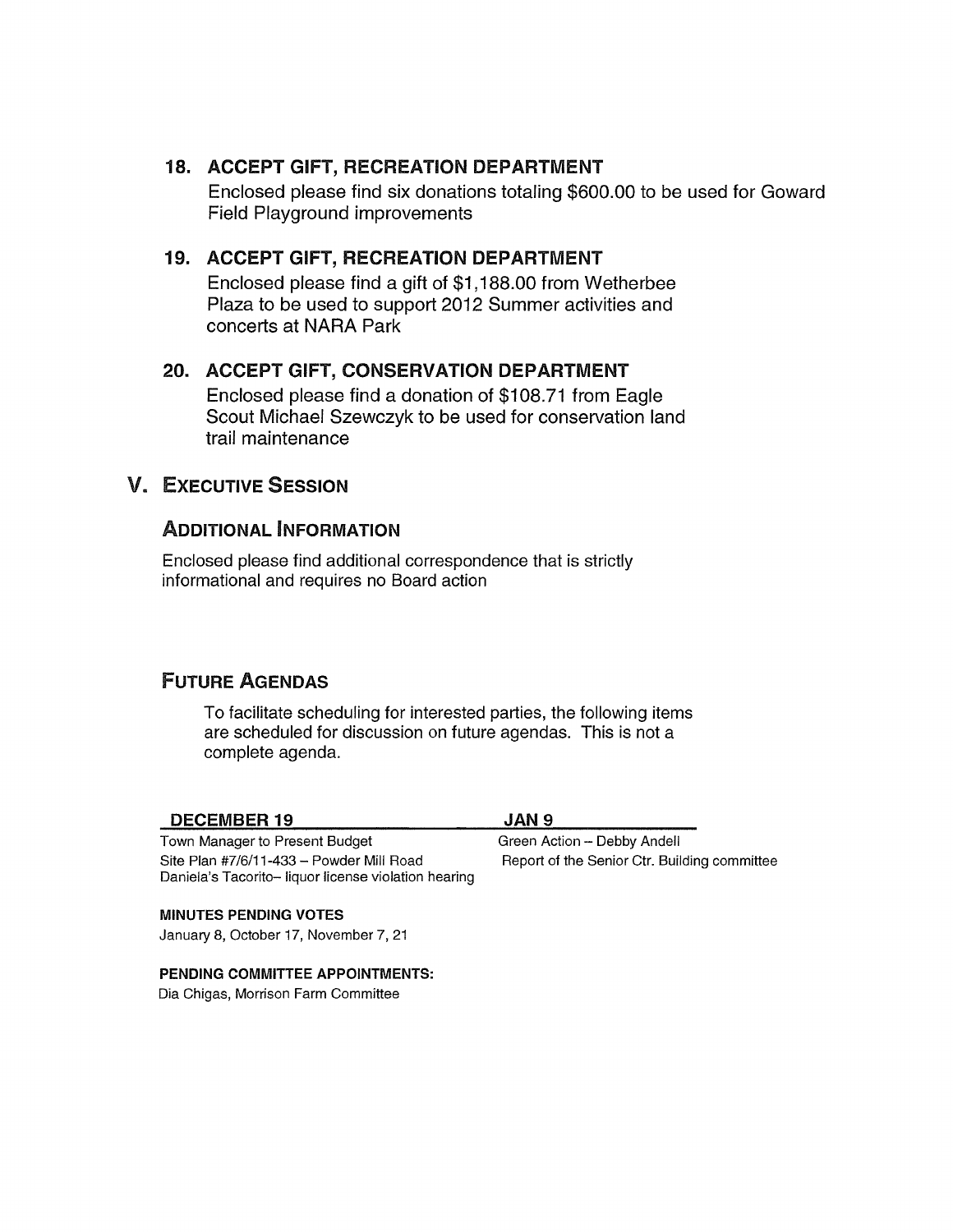### 18. ACCEPT GIFT, RECREATION DEPARTMENT

Enclosed please find six donations totaling $600.00 to be used for Goward Field Playground improvements

### 19. ACCEPT GIFT, RECREATION DEPARTMENT

Enclosed please find a gift of $1,188.00 from Wetherbee Plaza to be used to support 2012 Summer activities and concerts at NARA Park

### 20. ACCEPT GIFT, CONSERVATION DEPARTMENT

Enclosed please find a donation of $108.71 from Eagle Scout Michael Szewczyk to be used for conservation land trail maintenance

## V. EXECUTIVE SESSION

### ADDITIONAL INFORMATION

Enclosed please find additional correspondence that is strictly informational and requires no Board action

### FUTURE AGENDAS

To facilitate scheduling for interested parties, the following items are scheduled for discussion on future agendas. This is not a complete agenda.

| DECEMBER 19 | JAN 9 |
|---|---|
| Town Manager to Present Budget | Green Action – Debby Andell |
| Site Plan #7/6/11-433 – Powder Mill Road | Report of the Senior Ctr. Building committee |
| Daniela's Tacorito– liquor license violation hearing | |

**MINUTES PENDING VOTES**

January 8, October 17, November 7, 21

**PENDING COMMITTEE APPOINTMENTS:**

Dia Chigas, Morrison Farm Committee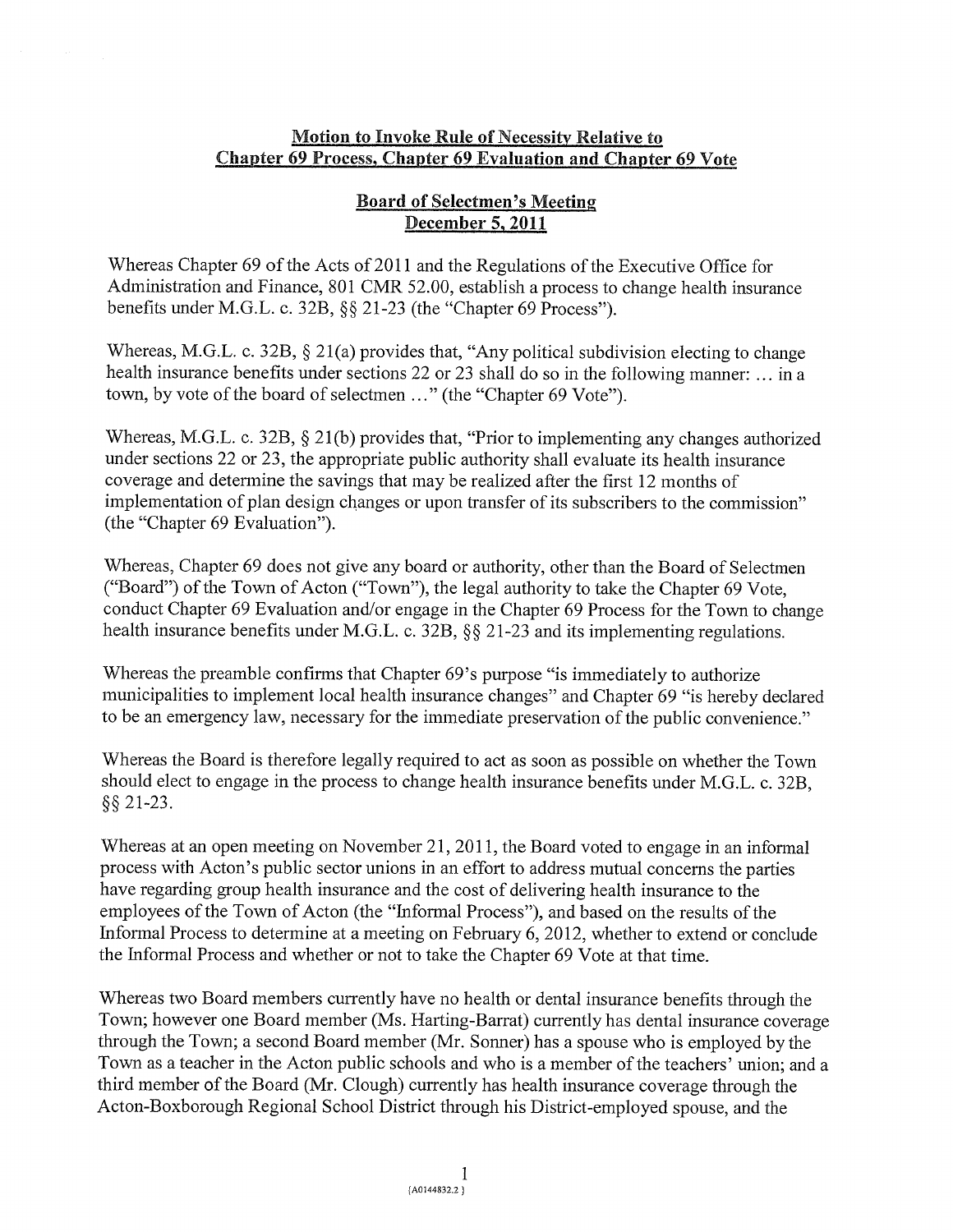**Motion to Invoke Rule of Necessity Relative to Chapter 69 Process, Chapter 69 Evaluation and Chapter 69 Vote**

**Board of Selectmen's Meeting December 5, 2011**

Whereas Chapter 69 of the Acts of 2011 and the Regulations of the Executive Office for Administration and Finance, 801 CMR 52.00, establish a process to change health insurance benefits under M.G.L. c. 32B, §§ 21-23 (the "Chapter 69 Process").

Whereas, M.G.L. c. 32B, § 21(a) provides that, "Any political subdivision electing to change health insurance benefits under sections 22 or 23 shall do so in the following manner: ... in a town, by vote of the board of selectmen ..." (the "Chapter 69 Vote").

Whereas, M.G.L. c. 32B, § 21(b) provides that, "Prior to implementing any changes authorized under sections 22 or 23, the appropriate public authority shall evaluate its health insurance coverage and determine the savings that may be realized after the first 12 months of implementation of plan design changes or upon transfer of its subscribers to the commission" (the "Chapter 69 Evaluation").

Whereas, Chapter 69 does not give any board or authority, other than the Board of Selectmen ("Board") of the Town of Acton ("Town"), the legal authority to take the Chapter 69 Vote, conduct Chapter 69 Evaluation and/or engage in the Chapter 69 Process for the Town to change health insurance benefits under M.G.L. c. 32B, §§ 21-23 and its implementing regulations.

Whereas the preamble confirms that Chapter 69's purpose "is immediately to authorize municipalities to implement local health insurance changes" and Chapter 69 "is hereby declared to be an emergency law, necessary for the immediate preservation of the public convenience."

Whereas the Board is therefore legally required to act as soon as possible on whether the Town should elect to engage in the process to change health insurance benefits under M.G.L. c. 32B, §§ 21-23.

Whereas at an open meeting on November 21, 2011, the Board voted to engage in an informal process with Acton's public sector unions in an effort to address mutual concerns the parties have regarding group health insurance and the cost of delivering health insurance to the employees of the Town of Acton (the "Informal Process"), and based on the results of the Informal Process to determine at a meeting on February 6, 2012, whether to extend or conclude the Informal Process and whether or not to take the Chapter 69 Vote at that time.

Whereas two Board members currently have no health or dental insurance benefits through the Town; however one Board member (Ms. Harting-Barrat) currently has dental insurance coverage through the Town; a second Board member (Mr. Sonner) has a spouse who is employed by the Town as a teacher in the Acton public schools and who is a member of the teachers' union; and a third member of the Board (Mr. Clough) currently has health insurance coverage through the Acton-Boxborough Regional School District through his District-employed spouse, and the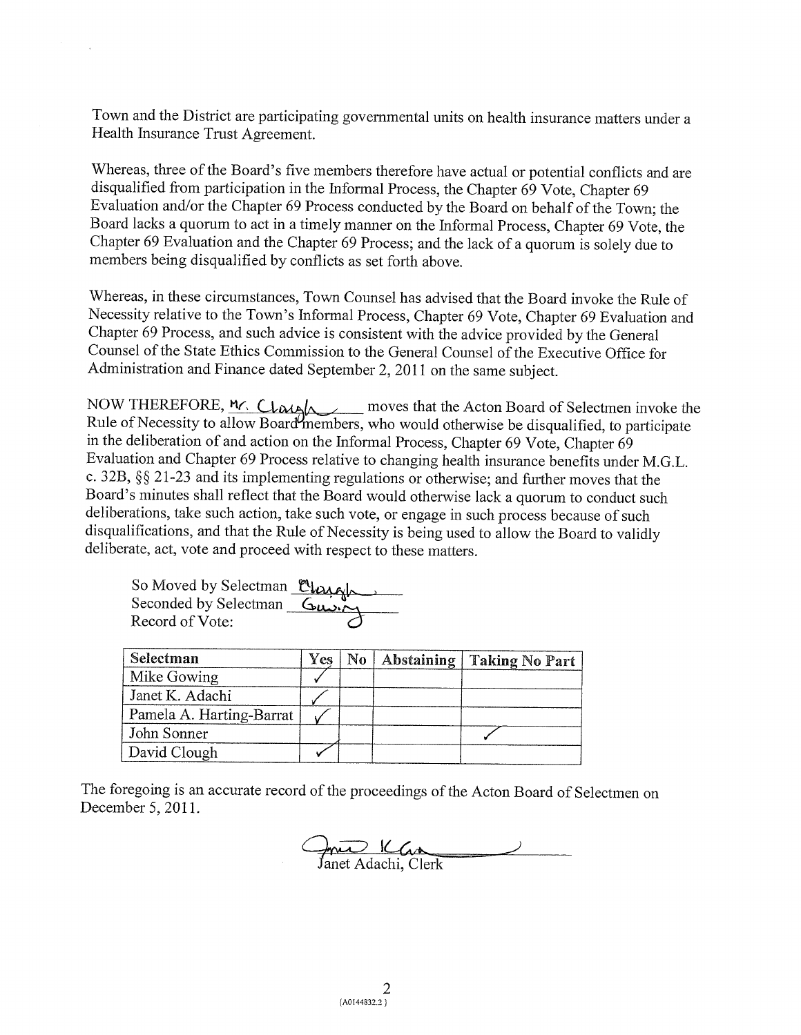Town and the District are participating governmental units on health insurance matters under a Health Insurance Trust Agreement.

Whereas, three of the Board's five members therefore have actual or potential conflicts and are disqualified from participation in the Informal Process, the Chapter 69 Vote, Chapter 69 Evaluation and/or the Chapter 69 Process conducted by the Board on behalf of the Town; the Board lacks a quorum to act in a timely manner on the Informal Process, Chapter 69 Vote, the Chapter 69 Evaluation and the Chapter 69 Process; and the lack of a quorum is solely due to members being disqualified by conflicts as set forth above.

Whereas, in these circumstances, Town Counsel has advised that the Board invoke the Rule of Necessity relative to the Town's Informal Process, Chapter 69 Vote, Chapter 69 Evaluation and Chapter 69 Process, and such advice is consistent with the advice provided by the General Counsel of the State Ethics Commission to the General Counsel of the Executive Office for Administration and Finance dated September 2, 2011 on the same subject.

NOW THEREFORE, Mr. Clough moves that the Acton Board of Selectmen invoke the Rule of Necessity to allow Board members, who would otherwise be disqualified, to participate in the deliberation of and action on the Informal Process, Chapter 69 Vote, Chapter 69 Evaluation and Chapter 69 Process relative to changing health insurance benefits under M.G.L. c. 32B, §§ 21-23 and its implementing regulations or otherwise; and further moves that the Board's minutes shall reflect that the Board would otherwise lack a quorum to conduct such deliberations, take such action, take such vote, or engage in such process because of such disqualifications, and that the Rule of Necessity is being used to allow the Board to validly deliberate, act, vote and proceed with respect to these matters.

So Moved by Selectman Clough
Seconded by Selectman Gowing
Record of Vote:

| Selectman | Yes | No | Abstaining | Taking No Part |
|---|---|---|---|---|
| Mike Gowing | ✓ | | | |
| Janet K. Adachi | ✓ | | | |
| Pamela A. Harting-Barrat | ✓ | | | |
| John Sonner | | | | ✓ |
| David Clough | ✓ | | | |

The foregoing is an accurate record of the proceedings of the Acton Board of Selectmen on December 5, 2011.

Janet K. Adachi
Janet Adachi, Clerk

{A0144832.2 }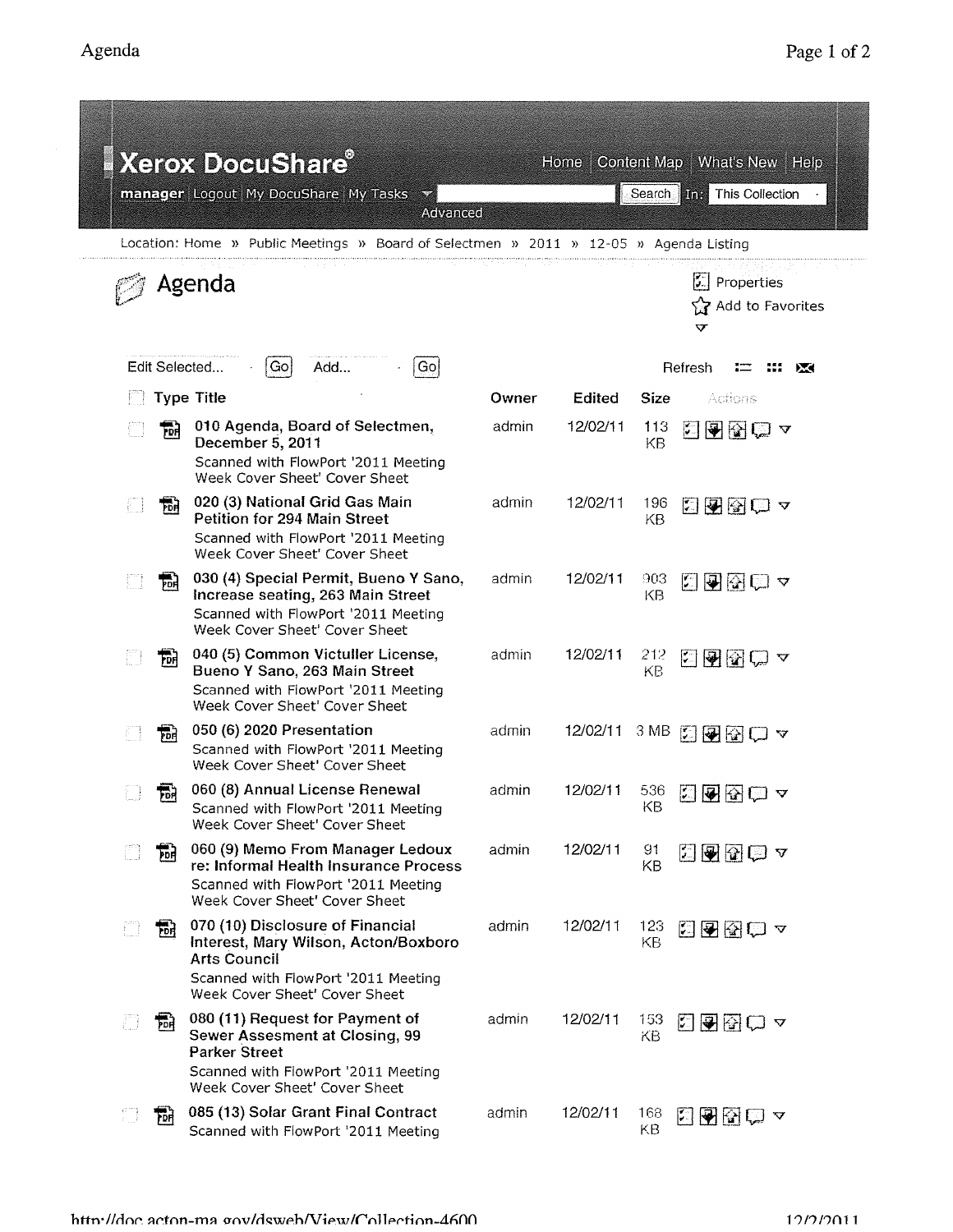Xerox DocuShare®

Home | Content Map | What's New | Help

manager | Logout | My DocuShare | My Tasks

Search In: This Collection

Advanced

Location: Home » Public Meetings » Board of Selectmen » 2011 » 12-05 » Agenda Listing

# Agenda

Properties

Add to Favorites

Edit Selected... Go Add... Go

Refresh

| Type | Title | Owner | Edited | Size | Actions |
|---|---|---|---|---|---|
| PDF | **010 Agenda, Board of Selectmen, December 5, 2011** Scanned with FlowPort '2011 Meeting Week Cover Sheet' Cover Sheet | admin | 12/02/11 | 113 KB | |
| PDF | **020 (3) National Grid Gas Main Petition for 294 Main Street** Scanned with FlowPort '2011 Meeting Week Cover Sheet' Cover Sheet | admin | 12/02/11 | 196 KB | |
| PDF | **030 (4) Special Permit, Bueno Y Sano, Increase seating, 263 Main Street** Scanned with FlowPort '2011 Meeting Week Cover Sheet' Cover Sheet | admin | 12/02/11 | 903 KB | |
| PDF | **040 (5) Common Victuller License, Bueno Y Sano, 263 Main Street** Scanned with FlowPort '2011 Meeting Week Cover Sheet' Cover Sheet | admin | 12/02/11 | 212 KB | |
| PDF | **050 (6) 2020 Presentation** Scanned with FlowPort '2011 Meeting Week Cover Sheet' Cover Sheet | admin | 12/02/11 | 3 MB | |
| PDF | **060 (8) Annual License Renewal** Scanned with FlowPort '2011 Meeting Week Cover Sheet' Cover Sheet | admin | 12/02/11 | 536 KB | |
| PDF | **060 (9) Memo From Manager Ledoux re: Informal Health Insurance Process** Scanned with FlowPort '2011 Meeting Week Cover Sheet' Cover Sheet | admin | 12/02/11 | 91 KB | |
| PDF | **070 (10) Disclosure of Financial Interest, Mary Wilson, Acton/Boxboro Arts Council** Scanned with FlowPort '2011 Meeting Week Cover Sheet' Cover Sheet | admin | 12/02/11 | 123 KB | |
| PDF | **080 (11) Request for Payment of Sewer Assesment at Closing, 99 Parker Street** Scanned with FlowPort '2011 Meeting Week Cover Sheet' Cover Sheet | admin | 12/02/11 | 153 KB | |
| PDF | **085 (13) Solar Grant Final Contract** Scanned with FlowPort '2011 Meeting | admin | 12/02/11 | 168 KB | |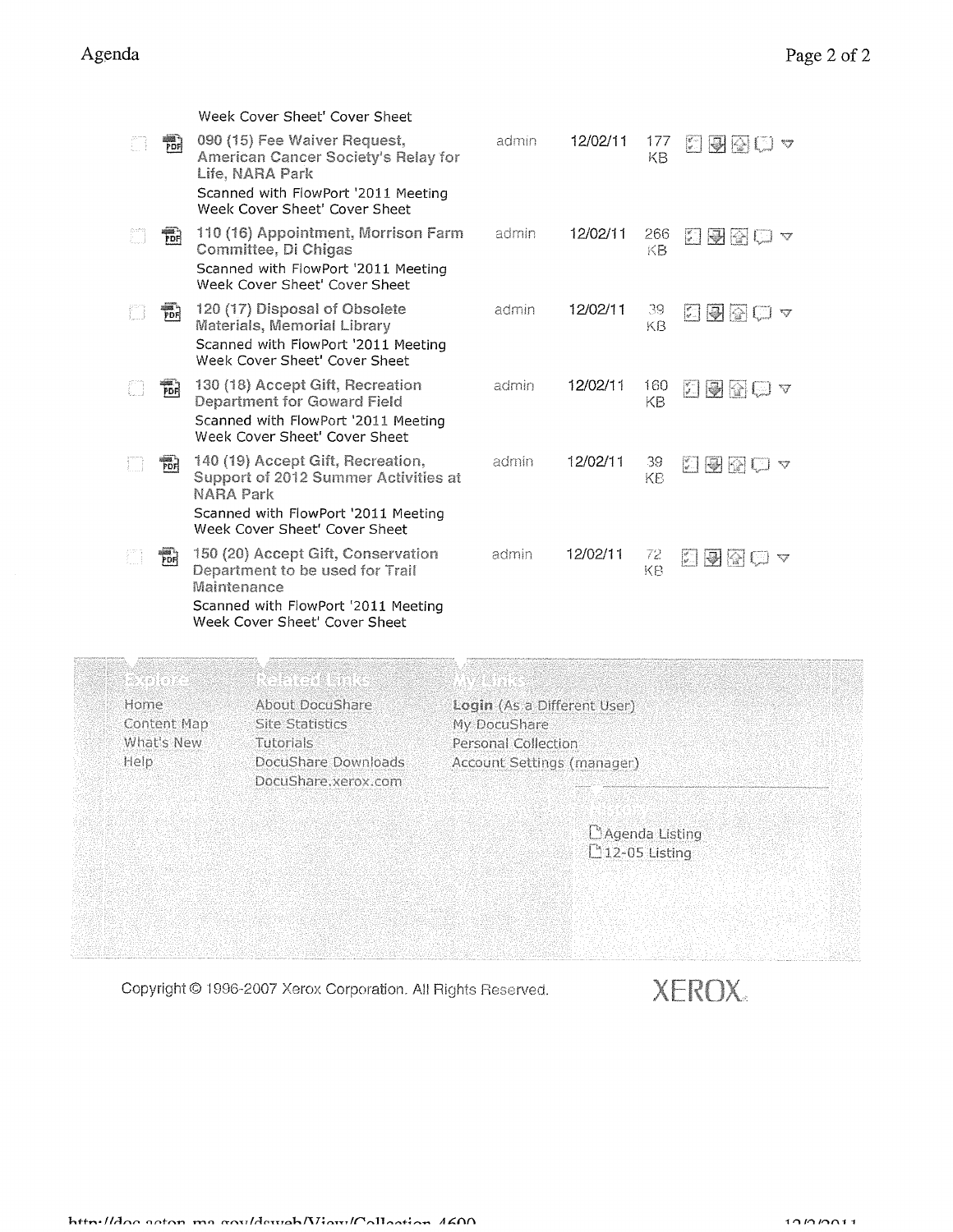Week Cover Sheet' Cover Sheet

| | | | | | |
|---|---|---|---|---|---|
| 090 (15) Fee Waiver Request, American Cancer Society's Relay for Life, NARA Park<br>Scanned with FlowPort '2011 Meeting Week Cover Sheet' Cover Sheet | admin | 12/02/11 | 177 KB | | |
| 110 (16) Appointment, Morrison Farm Committee, Di Chigas<br>Scanned with FlowPort '2011 Meeting Week Cover Sheet' Cover Sheet | admin | 12/02/11 | 266 KB | | |
| 120 (17) Disposal of Obsolete Materials, Memorial Library<br>Scanned with FlowPort '2011 Meeting Week Cover Sheet' Cover Sheet | admin | 12/02/11 | 39 KB | | |
| 130 (18) Accept Gift, Recreation Department for Goward Field<br>Scanned with FlowPort '2011 Meeting Week Cover Sheet' Cover Sheet | admin | 12/02/11 | 160 KB | | |
| 140 (19) Accept Gift, Recreation, Support of 2012 Summer Activities at NARA Park<br>Scanned with FlowPort '2011 Meeting Week Cover Sheet' Cover Sheet | admin | 12/02/11 | 39 KB | | |
| 150 (20) Accept Gift, Conservation Department to be used for Trail Maintenance<br>Scanned with FlowPort '2011 Meeting Week Cover Sheet' Cover Sheet | admin | 12/02/11 | 72 KB | | |

**Explore**
- Home
- Content Map
- What's New
- Help

**Related Links**
- About DocuShare
- Site Statistics
- Tutorials
- DocuShare Downloads
- DocuShare.xerox.com

**My Links**
- **Login** (As a Different User)
- My DocuShare
- Personal Collection
- Account Settings (manager)

**History**
- Agenda Listing
- 12-05 Listing

Copyright © 1996-2007 Xerox Corporation. All Rights Reserved. XEROX